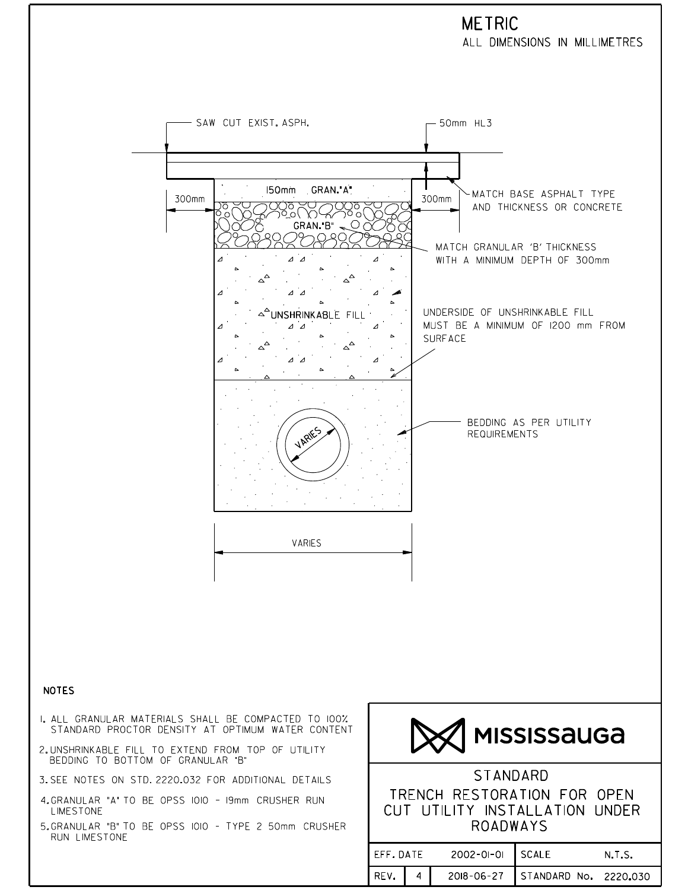# METRIC

ALL DIMENSIONS IN MILLIMETRES

SAW CUT EXIST. ASPH.

50mm HL3

300mm

150mm GRAN."A"

300mm

MATCH BASE ASPHALT TYPE AND THICKNESS OR CONCRETE

GRAN."B"

MATCH GRANULAR 'B' THICKNESS WITH A MINIMUM DEPTH OF 300mm

UNSHRINKABLE FILL

UNDERSIDE OF UNSHRINKABLE FILL MUST BE A MINIMUM OF 1200 mm FROM SURFACE

VARIES

BEDDING AS PER UTILITY REQUIREMENTS

VARIES

## NOTES

1. ALL GRANULAR MATERIALS SHALL BE COMPACTED TO 100% STANDARD PROCTOR DENSITY AT OPTIMUM WATER CONTENT
2. UNSHRINKABLE FILL TO EXTEND FROM TOP OF UTILITY BEDDING TO BOTTOM OF GRANULAR "B"
3. SEE NOTES ON STD. 2220.032 FOR ADDITIONAL DETAILS
4. GRANULAR "A" TO BE OPSS 1010 - 19mm CRUSHER RUN LIMESTONE
5. GRANULAR "B" TO BE OPSS 1010 - TYPE 2 50mm CRUSHER RUN LIMESTONE

MISSISSAUGA

STANDARD

TRENCH RESTORATION FOR OPEN CUT UTILITY INSTALLATION UNDER ROADWAYS

| EFF. DATE | | 2002-01-01 | SCALE | N.T.S. |
|---|---|---|---|---|
| REV. | 4 | 2018-06-27 | STANDARD No. | 2220.030 |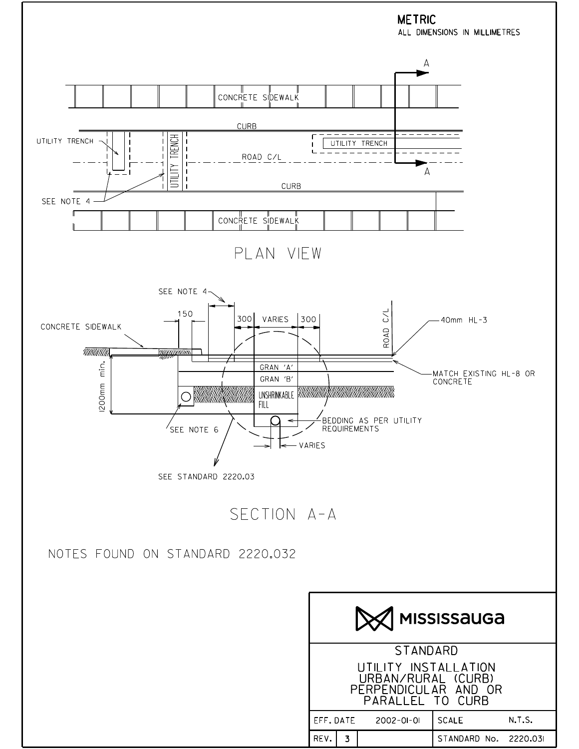**METRIC**
ALL DIMENSIONS IN MILLIMETRES

CONCRETE SIDEWALK

CURB

UTILITY TRENCH

UTILITY TRENCH

UTILITY TRENCH

ROAD C/L

CURB

SEE NOTE 4

CONCRETE SIDEWALK

A

A

## PLAN VIEW

SEE NOTE 4

150

300 VARIES 300

CONCRETE SIDEWALK

ROAD C/L

40mm HL-3

GRAN 'A'

GRAN 'B'

UNSHRINKABLE FILL

MATCH EXISTING HL-8 OR CONCRETE

1200mm min.

SEE NOTE 6

BEDDING AS PER UTILITY REQUIREMENTS

VARIES

SEE STANDARD 2220.03

## SECTION A-A

NOTES FOUND ON STANDARD 2220.032

| MISSISSAUGA | | | |
|---|---|---|---|
| STANDARD | | | |
| UTILITY INSTALLATION URBAN/RURAL (CURB) PERPENDICULAR AND OR PARALLEL TO CURB | | | |
| EFF. DATE | 2002-01-01 | SCALE | N.T.S. |
| REV. 3 | | STANDARD No. | 2220.031 |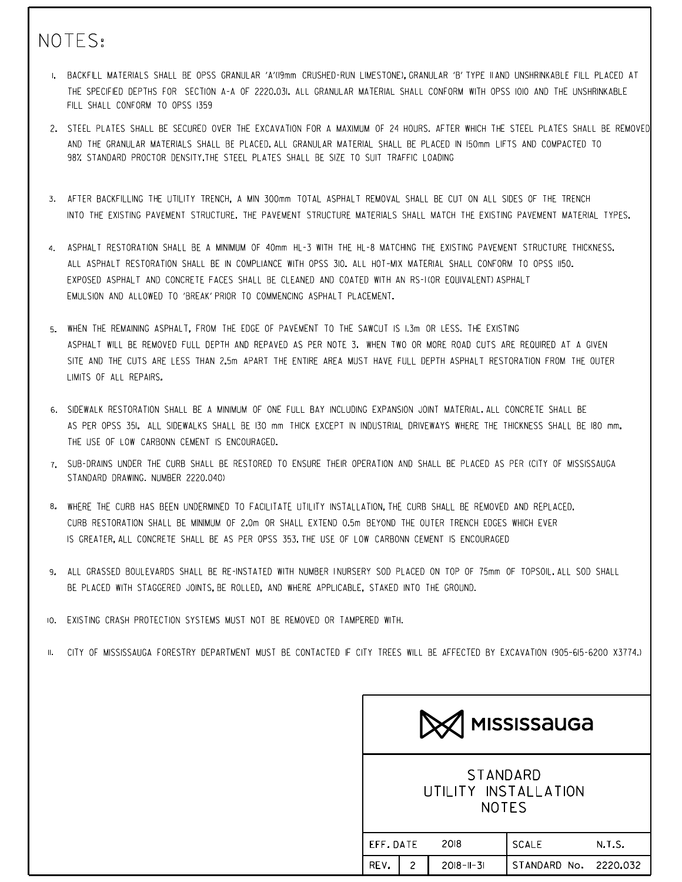# NOTES:

1. BACKFILL MATERIALS SHALL BE OPSS GRANULAR 'A'(19mm CRUSHED-RUN LIMESTONE), GRANULAR 'B' TYPE II AND UNSHRINKABLE FILL PLACED AT THE SPECIFIED DEPTHS FOR SECTION A-A OF 2220.031. ALL GRANULAR MATERIAL SHALL CONFORM WITH OPSS 1010 AND THE UNSHRINKABLE FILL SHALL CONFORM TO OPSS 1359

2. STEEL PLATES SHALL BE SECURED OVER THE EXCAVATION FOR A MAXIMUM OF 24 HOURS. AFTER WHICH THE STEEL PLATES SHALL BE REMOVED AND THE GRANULAR MATERIALS SHALL BE PLACED. ALL GRANULAR MATERIAL SHALL BE PLACED IN 150mm LIFTS AND COMPACTED TO 98% STANDARD PROCTOR DENSITY. THE STEEL PLATES SHALL BE SIZE TO SUIT TRAFFIC LOADING

3. AFTER BACKFILLING THE UTILITY TRENCH, A MIN 300mm TOTAL ASPHALT REMOVAL SHALL BE CUT ON ALL SIDES OF THE TRENCH INTO THE EXISTING PAVEMENT STRUCTURE. THE PAVEMENT STRUCTURE MATERIALS SHALL MATCH THE EXISTING PAVEMENT MATERIAL TYPES.

4. ASPHALT RESTORATION SHALL BE A MINIMUM OF 40mm HL-3 WITH THE HL-8 MATCHING THE EXISTING PAVEMENT STRUCTURE THICKNESS. ALL ASPHALT RESTORATION SHALL BE IN COMPLIANCE WITH OPSS 310. ALL HOT-MIX MATERIAL SHALL CONFORM TO OPSS 1150. EXPOSED ASPHALT AND CONCRETE FACES SHALL BE CLEANED AND COATED WITH AN RS-1(OR EQUIVALENT) ASPHALT EMULSION AND ALLOWED TO 'BREAK' PRIOR TO COMMENCING ASPHALT PLACEMENT.

5. WHEN THE REMAINING ASPHALT, FROM THE EDGE OF PAVEMENT TO THE SAWCUT IS 1.3m OR LESS. THE EXISTING ASPHALT WILL BE REMOVED FULL DEPTH AND REPAVED AS PER NOTE 3. WHEN TWO OR MORE ROAD CUTS ARE REQUIRED AT A GIVEN SITE AND THE CUTS ARE LESS THAN 2.5m APART THE ENTIRE AREA MUST HAVE FULL DEPTH ASPHALT RESTORATION FROM THE OUTER LIMITS OF ALL REPAIRS.

6. SIDEWALK RESTORATION SHALL BE A MINIMUM OF ONE FULL BAY INCLUDING EXPANSION JOINT MATERIAL. ALL CONCRETE SHALL BE AS PER OPSS 351. ALL SIDEWALKS SHALL BE 130 mm THICK EXCEPT IN INDUSTRIAL DRIVEWAYS WHERE THE THICKNESS SHALL BE 180 mm. THE USE OF LOW CARBONN CEMENT IS ENCOURAGED.

7. SUB-DRAINS UNDER THE CURB SHALL BE RESTORED TO ENSURE THEIR OPERATION AND SHALL BE PLACED AS PER (CITY OF MISSISSAUGA STANDARD DRAWING. NUMBER 2220.040)

8. WHERE THE CURB HAS BEEN UNDERMINED TO FACILITATE UTILITY INSTALLATION, THE CURB SHALL BE REMOVED AND REPLACED. CURB RESTORATION SHALL BE MINIMUM OF 2.0m OR SHALL EXTEND 0.5m BEYOND THE OUTER TRENCH EDGES WHICH EVER IS GREATER. ALL CONCRETE SHALL BE AS PER OPSS 353. THE USE OF LOW CARBONN CEMENT IS ENCOURAGED

9. ALL GRASSED BOULEVARDS SHALL BE RE-INSTATED WITH NUMBER 1 NURSERY SOD PLACED ON TOP OF 75mm OF TOPSOIL. ALL SOD SHALL BE PLACED WITH STAGGERED JOINTS, BE ROLLED, AND WHERE APPLICABLE, STAKED INTO THE GROUND.

10. EXISTING CRASH PROTECTION SYSTEMS MUST NOT BE REMOVED OR TAMPERED WITH.

11. CITY OF MISSISSAUGA FORESTRY DEPARTMENT MUST BE CONTACTED IF CITY TREES WILL BE AFFECTED BY EXCAVATION (905-615-6200 X3774.)

MISSISSAUGA

STANDARD
UTILITY INSTALLATION
NOTES

| | | | | |
|---|---|---|---|---|
| EFF. DATE | | 2018 | SCALE | N.T.S. |
| REV. | 2 | 2018-11-31 | STANDARD No. | 2220.032 |